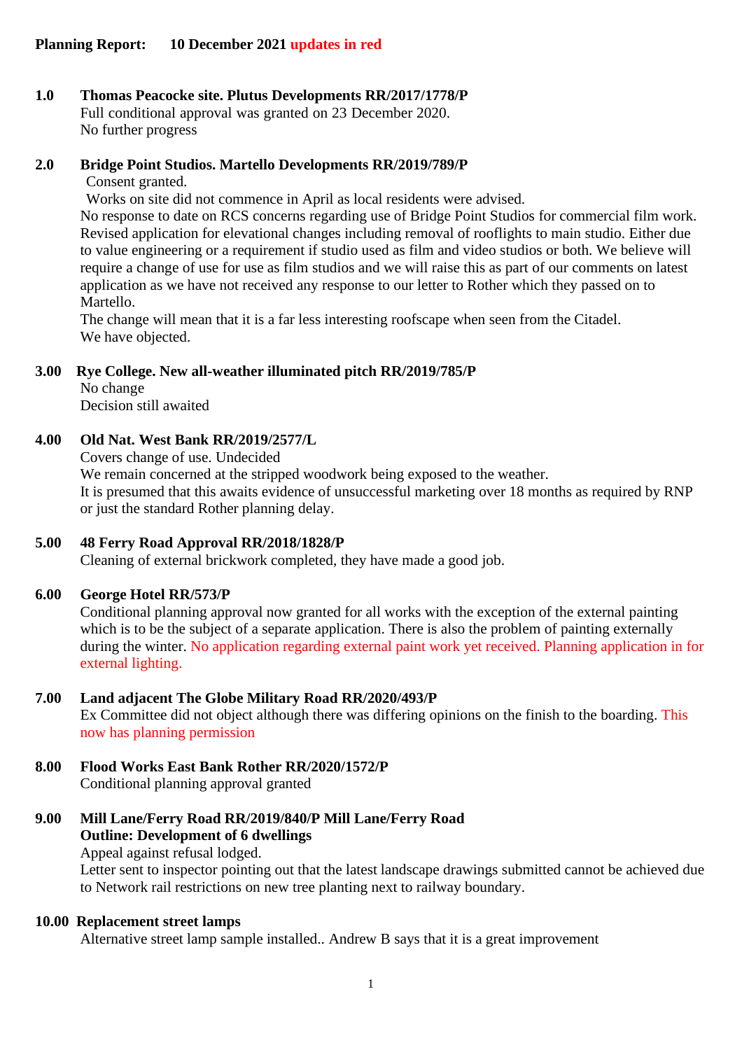**Planning Report: 10 December 2021 updates in red**

**1.0 Thomas Peacocke site. Plutus Developments RR/2017/1778/P**

Full conditional approval was granted on 23 December 2020.
No further progress

**2.0 Bridge Point Studios. Martello Developments RR/2019/789/P**

Consent granted.
Works on site did not commence in April as local residents were advised.
No response to date on RCS concerns regarding use of Bridge Point Studios for commercial film work. Revised application for elevational changes including removal of rooflights to main studio. Either due to value engineering or a requirement if studio used as film and video studios or both. We believe will require a change of use for use as film studios and we will raise this as part of our comments on latest application as we have not received any response to our letter to Rother which they passed on to Martello.
The change will mean that it is a far less interesting roofscape when seen from the Citadel.
We have objected.

**3.00 Rye College. New all-weather illuminated pitch RR/2019/785/P**

No change
Decision still awaited

**4.00 Old Nat. West Bank RR/2019/2577/L**

Covers change of use. Undecided
We remain concerned at the stripped woodwork being exposed to the weather.
It is presumed that this awaits evidence of unsuccessful marketing over 18 months as required by RNP or just the standard Rother planning delay.

**5.00 48 Ferry Road Approval RR/2018/1828/P**

Cleaning of external brickwork completed, they have made a good job.

**6.00 George Hotel RR/573/P**

Conditional planning approval now granted for all works with the exception of the external painting which is to be the subject of a separate application. There is also the problem of painting externally during the winter. No application regarding external paint work yet received. Planning application in for external lighting.

**7.00 Land adjacent The Globe Military Road RR/2020/493/P**

Ex Committee did not object although there was differing opinions on the finish to the boarding. This now has planning permission

**8.00 Flood Works East Bank Rother RR/2020/1572/P**

Conditional planning approval granted

**9.00 Mill Lane/Ferry Road RR/2019/840/P Mill Lane/Ferry Road**
**Outline: Development of 6 dwellings**

Appeal against refusal lodged.
Letter sent to inspector pointing out that the latest landscape drawings submitted cannot be achieved due to Network rail restrictions on new tree planting next to railway boundary.

**10.00 Replacement street lamps**

Alternative street lamp sample installed.. Andrew B says that it is a great improvement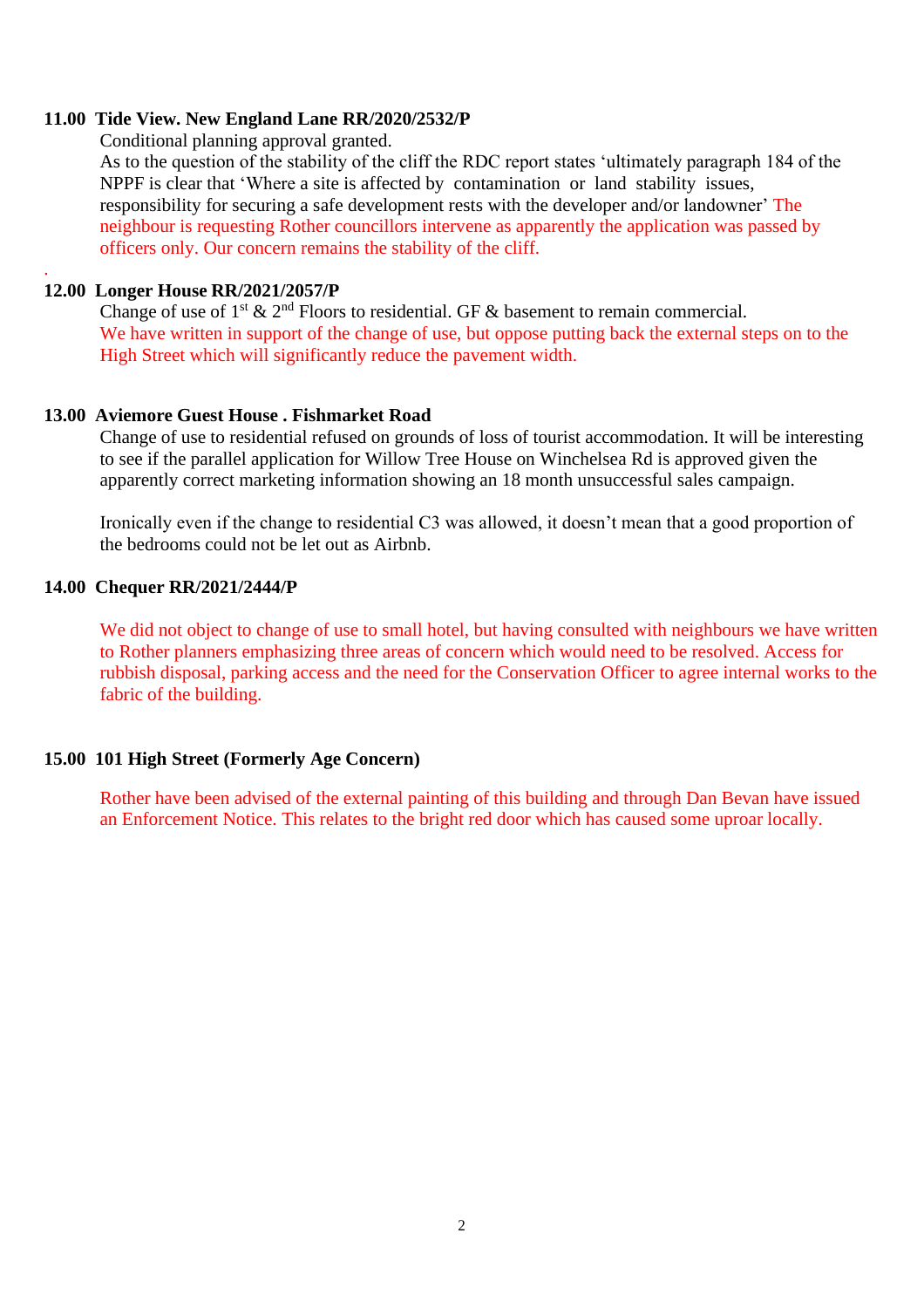**11.00 Tide View. New England Lane RR/2020/2532/P**

Conditional planning approval granted.

As to the question of the stability of the cliff the RDC report states 'ultimately paragraph 184 of the NPPF is clear that 'Where a site is affected by contamination or land stability issues, responsibility for securing a safe development rests with the developer and/or landowner' The neighbour is requesting Rother councillors intervene as apparently the application was passed by officers only. Our concern remains the stability of the cliff.

.

**12.00 Longer House RR/2021/2057/P**

Change of use of 1st & 2nd Floors to residential. GF & basement to remain commercial.

We have written in support of the change of use, but oppose putting back the external steps on to the High Street which will significantly reduce the pavement width.

**13.00 Aviemore Guest House . Fishmarket Road**

Change of use to residential refused on grounds of loss of tourist accommodation. It will be interesting to see if the parallel application for Willow Tree House on Winchelsea Rd is approved given the apparently correct marketing information showing an 18 month unsuccessful sales campaign.

Ironically even if the change to residential C3 was allowed, it doesn't mean that a good proportion of the bedrooms could not be let out as Airbnb.

**14.00 Chequer RR/2021/2444/P**

We did not object to change of use to small hotel, but having consulted with neighbours we have written to Rother planners emphasizing three areas of concern which would need to be resolved. Access for rubbish disposal, parking access and the need for the Conservation Officer to agree internal works to the fabric of the building.

**15.00 101 High Street (Formerly Age Concern)**

Rother have been advised of the external painting of this building and through Dan Bevan have issued an Enforcement Notice. This relates to the bright red door which has caused some uproar locally.